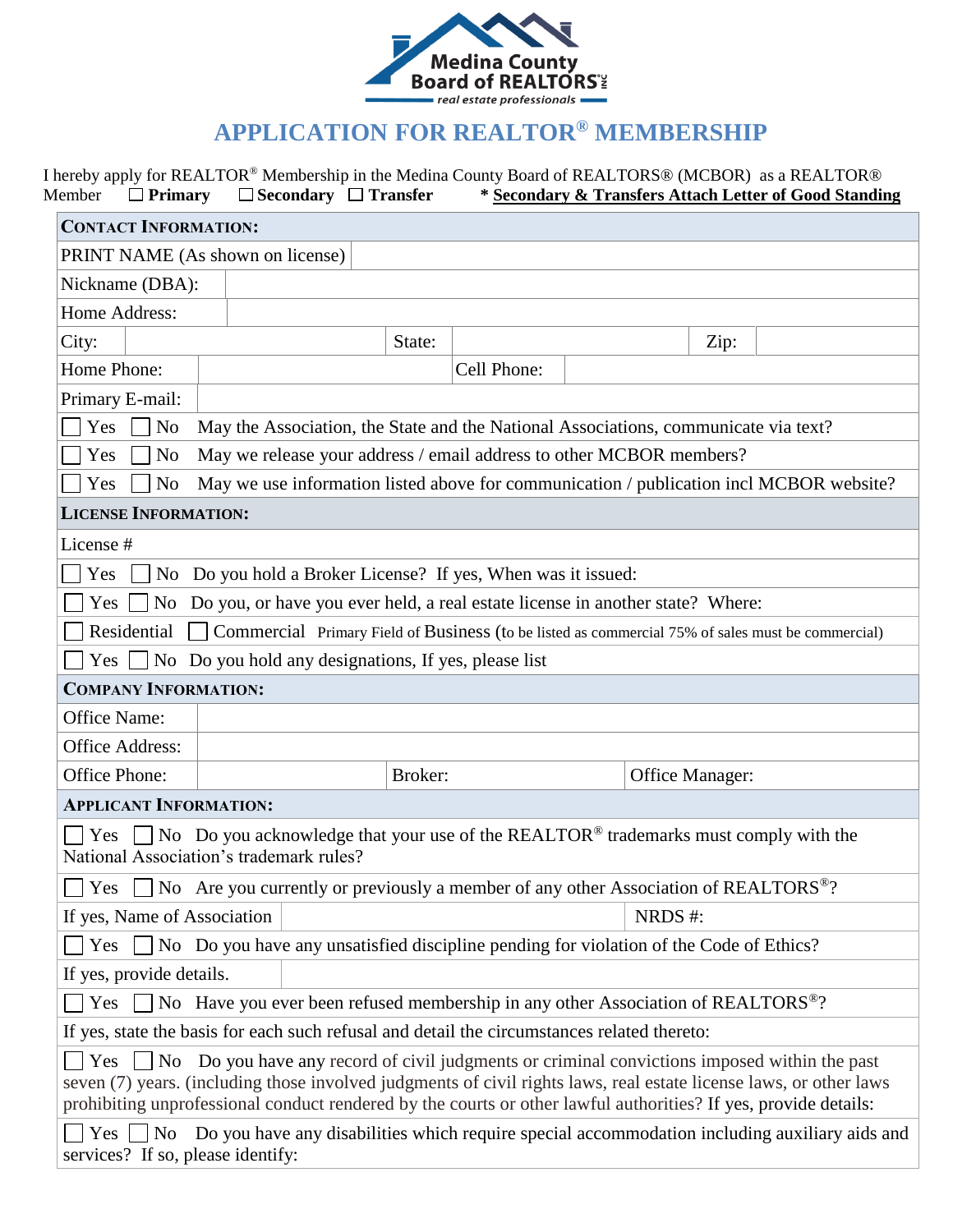Medina County Board of REALTORS® INC
*real estate professionals*

# APPLICATION FOR REALTOR® MEMBERSHIP

I hereby apply for REALTOR® Membership in the Medina County Board of REALTORS® (MCBOR) as a REALTOR® Member ☐ **Primary** ☐ **Secondary** ☐ **Transfer** **\* Secondary & Transfers Attach Letter of Good Standing**

**CONTACT INFORMATION:**

| | | | | | |
|---|---|---|---|---|---|
| PRINT NAME (As shown on license) | | | | | |
| Nickname (DBA): | | | | | |
| Home Address: | | | | | |
| City: | | State: | | Zip: | |
| Home Phone: | | Cell Phone: | | | |
| Primary E-mail: | | | | | |

☐ Yes ☐ No May the Association, the State and the National Associations, communicate via text?

☐ Yes ☐ No May we release your address / email address to other MCBOR members?

☐ Yes ☐ No May we use information listed above for communication / publication incl MCBOR website?

**LICENSE INFORMATION:**

License #

☐ Yes ☐ No Do you hold a Broker License? If yes, When was it issued:

☐ Yes ☐ No Do you, or have you ever held, a real estate license in another state? Where:

☐ Residential ☐ Commercial Primary Field of Business (to be listed as commercial 75% of sales must be commercial)

☐ Yes ☐ No Do you hold any designations, If yes, please list

**COMPANY INFORMATION:**

| | | | |
|---|---|---|---|
| Office Name: | | | |
| Office Address: | | | |
| Office Phone: | | Broker: | Office Manager: |

**APPLICANT INFORMATION:**

☐ Yes ☐ No Do you acknowledge that your use of the REALTOR® trademarks must comply with the National Association's trademark rules?

☐ Yes ☐ No Are you currently or previously a member of any other Association of REALTORS®?

| | | |
|---|---|---|
| If yes, Name of Association | | NRDS #: |

☐ Yes ☐ No Do you have any unsatisfied discipline pending for violation of the Code of Ethics?

If yes, provide details.

☐ Yes ☐ No Have you ever been refused membership in any other Association of REALTORS®?

If yes, state the basis for each such refusal and detail the circumstances related thereto:

☐ Yes ☐ No Do you have any record of civil judgments or criminal convictions imposed within the past seven (7) years. (including those involved judgments of civil rights laws, real estate license laws, or other laws prohibiting unprofessional conduct rendered by the courts or other lawful authorities? If yes, provide details:

☐ Yes ☐ No Do you have any disabilities which require special accommodation including auxiliary aids and services? If so, please identify: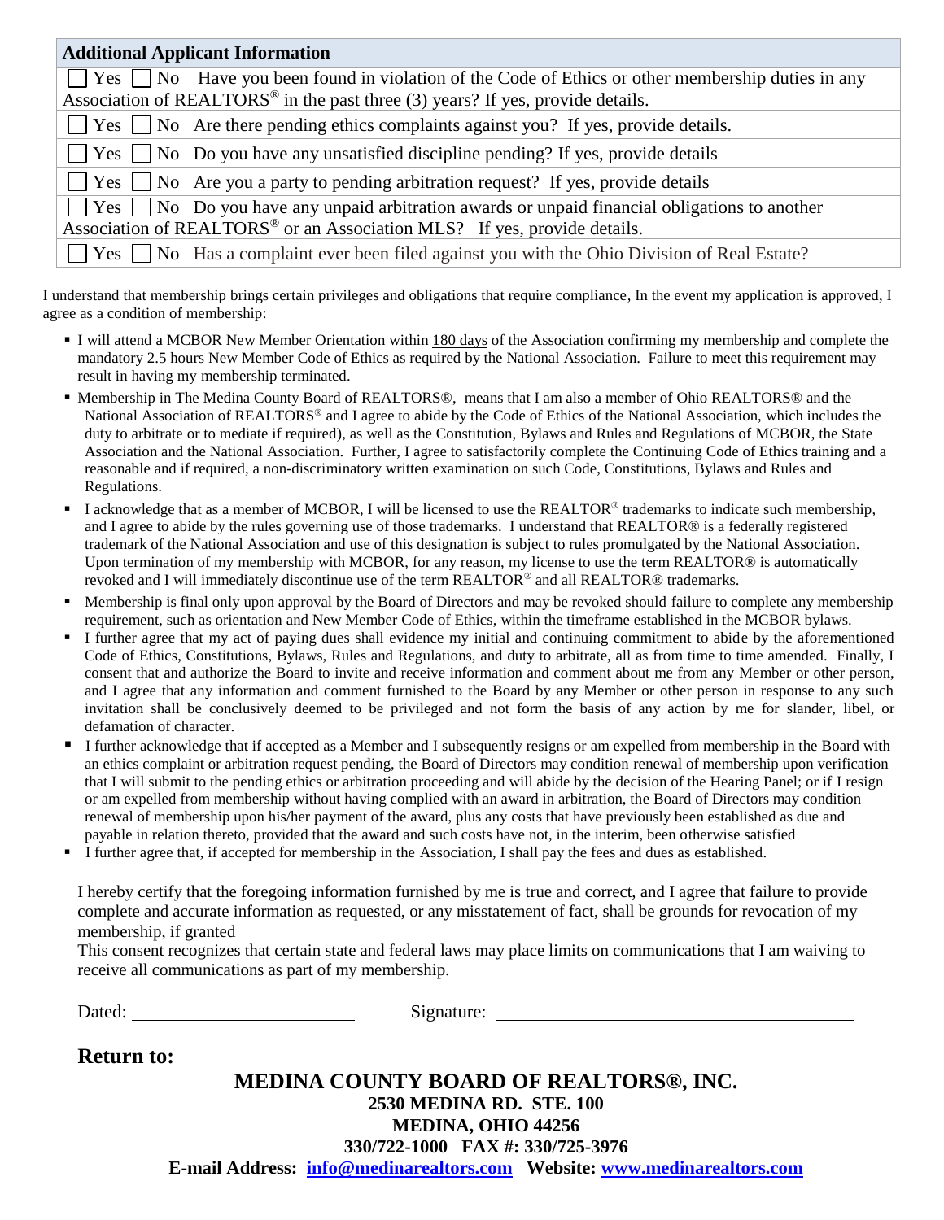| Additional Applicant Information |
|---|
| ☐ Yes ☐ No Have you been found in violation of the Code of Ethics or other membership duties in any Association of REALTORS® in the past three (3) years? If yes, provide details. |
| ☐ Yes ☐ No Are there pending ethics complaints against you? If yes, provide details. |
| ☐ Yes ☐ No Do you have any unsatisfied discipline pending? If yes, provide details |
| ☐ Yes ☐ No Are you a party to pending arbitration request? If yes, provide details |
| ☐ Yes ☐ No Do you have any unpaid arbitration awards or unpaid financial obligations to another Association of REALTORS® or an Association MLS? If yes, provide details. |
| ☐ Yes ☐ No Has a complaint ever been filed against you with the Ohio Division of Real Estate? |

I understand that membership brings certain privileges and obligations that require compliance, In the event my application is approved, I agree as a condition of membership:

- I will attend a MCBOR New Member Orientation within 180 days of the Association confirming my membership and complete the mandatory 2.5 hours New Member Code of Ethics as required by the National Association. Failure to meet this requirement may result in having my membership terminated.
- Membership in The Medina County Board of REALTORS®, means that I am also a member of Ohio REALTORS® and the National Association of REALTORS® and I agree to abide by the Code of Ethics of the National Association, which includes the duty to arbitrate or to mediate if required), as well as the Constitution, Bylaws and Rules and Regulations of MCBOR, the State Association and the National Association. Further, I agree to satisfactorily complete the Continuing Code of Ethics training and a reasonable and if required, a non-discriminatory written examination on such Code, Constitutions, Bylaws and Rules and Regulations.
- I acknowledge that as a member of MCBOR, I will be licensed to use the REALTOR® trademarks to indicate such membership, and I agree to abide by the rules governing use of those trademarks. I understand that REALTOR® is a federally registered trademark of the National Association and use of this designation is subject to rules promulgated by the National Association. Upon termination of my membership with MCBOR, for any reason, my license to use the term REALTOR® is automatically revoked and I will immediately discontinue use of the term REALTOR® and all REALTOR® trademarks.
- Membership is final only upon approval by the Board of Directors and may be revoked should failure to complete any membership requirement, such as orientation and New Member Code of Ethics, within the timeframe established in the MCBOR bylaws.
- I further agree that my act of paying dues shall evidence my initial and continuing commitment to abide by the aforementioned Code of Ethics, Constitutions, Bylaws, Rules and Regulations, and duty to arbitrate, all as from time to time amended. Finally, I consent that and authorize the Board to invite and receive information and comment about me from any Member or other person, and I agree that any information and comment furnished to the Board by any Member or other person in response to any such invitation shall be conclusively deemed to be privileged and not form the basis of any action by me for slander, libel, or defamation of character.
- I further acknowledge that if accepted as a Member and I subsequently resigns or am expelled from membership in the Board with an ethics complaint or arbitration request pending, the Board of Directors may condition renewal of membership upon verification that I will submit to the pending ethics or arbitration proceeding and will abide by the decision of the Hearing Panel; or if I resign or am expelled from membership without having complied with an award in arbitration, the Board of Directors may condition renewal of membership upon his/her payment of the award, plus any costs that have previously been established as due and payable in relation thereto, provided that the award and such costs have not, in the interim, been otherwise satisfied
- I further agree that, if accepted for membership in the Association, I shall pay the fees and dues as established.

I hereby certify that the foregoing information furnished by me is true and correct, and I agree that failure to provide complete and accurate information as requested, or any misstatement of fact, shall be grounds for revocation of my membership, if granted

This consent recognizes that certain state and federal laws may place limits on communications that I am waiving to receive all communications as part of my membership.

Dated: ______________________ Signature: ______________________________

## Return to:

**MEDINA COUNTY BOARD OF REALTORS®, INC.**
**2530 MEDINA RD. STE. 100**
**MEDINA, OHIO 44256**
**330/722-1000 FAX #: 330/725-3976**
**E-mail Address: info@medinarealtors.com Website: www.medinarealtors.com**